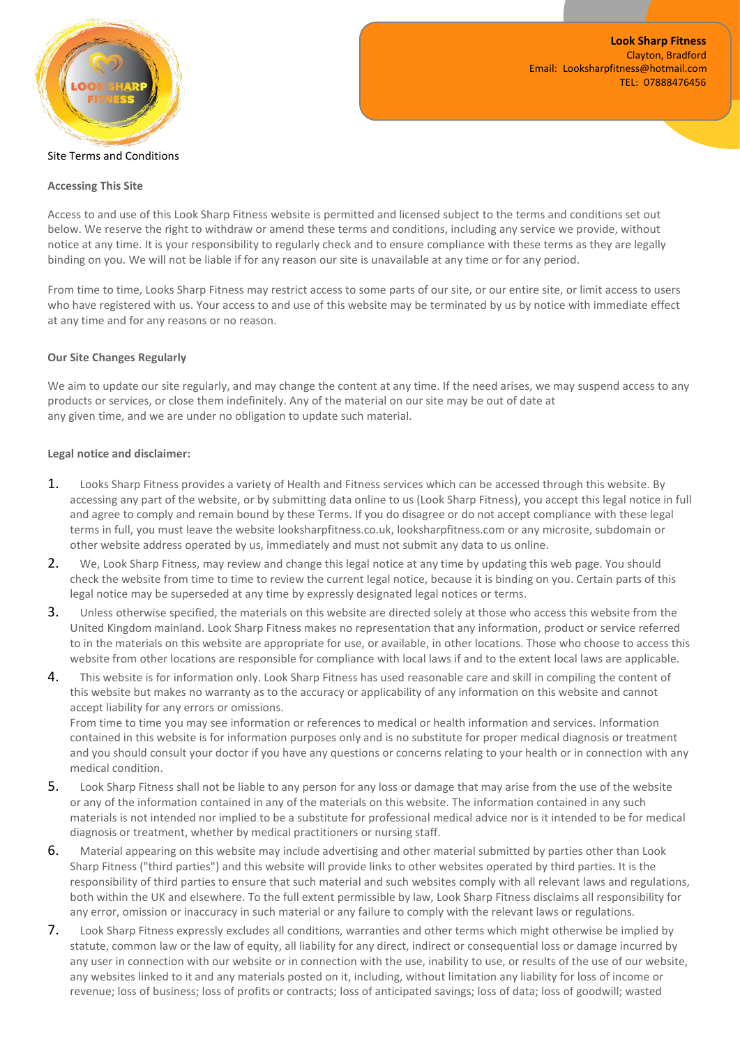**Look Sharp Fitness**
Clayton, Bradford
Email: Looksharpfitness@hotmail.com
TEL: 07888476456

Site Terms and Conditions

**Accessing This Site**

Access to and use of this Look Sharp Fitness website is permitted and licensed subject to the terms and conditions set out below. We reserve the right to withdraw or amend these terms and conditions, including any service we provide, without notice at any time. It is your responsibility to regularly check and to ensure compliance with these terms as they are legally binding on you. We will not be liable if for any reason our site is unavailable at any time or for any period.

From time to time, Looks Sharp Fitness may restrict access to some parts of our site, or our entire site, or limit access to users who have registered with us. Your access to and use of this website may be terminated by us by notice with immediate effect at any time and for any reasons or no reason.

**Our Site Changes Regularly**

We aim to update our site regularly, and may change the content at any time. If the need arises, we may suspend access to any products or services, or close them indefinitely. Any of the material on our site may be out of date at any given time, and we are under no obligation to update such material.

**Legal notice and disclaimer:**

1. Looks Sharp Fitness provides a variety of Health and Fitness services which can be accessed through this website. By accessing any part of the website, or by submitting data online to us (Look Sharp Fitness), you accept this legal notice in full and agree to comply and remain bound by these Terms. If you do disagree or do not accept compliance with these legal terms in full, you must leave the website looksharpfitness.co.uk, looksharpfitness.com or any microsite, subdomain or other website address operated by us, immediately and must not submit any data to us online.
2. We, Look Sharp Fitness, may review and change this legal notice at any time by updating this web page. You should check the website from time to time to review the current legal notice, because it is binding on you. Certain parts of this legal notice may be superseded at any time by expressly designated legal notices or terms.
3. Unless otherwise specified, the materials on this website are directed solely at those who access this website from the United Kingdom mainland. Look Sharp Fitness makes no representation that any information, product or service referred to in the materials on this website are appropriate for use, or available, in other locations. Those who choose to access this website from other locations are responsible for compliance with local laws if and to the extent local laws are applicable.
4. This website is for information only. Look Sharp Fitness has used reasonable care and skill in compiling the content of this website but makes no warranty as to the accuracy or applicability of any information on this website and cannot accept liability for any errors or omissions.
   From time to time you may see information or references to medical or health information and services. Information contained in this website is for information purposes only and is no substitute for proper medical diagnosis or treatment and you should consult your doctor if you have any questions or concerns relating to your health or in connection with any medical condition.
5. Look Sharp Fitness shall not be liable to any person for any loss or damage that may arise from the use of the website or any of the information contained in any of the materials on this website. The information contained in any such materials is not intended nor implied to be a substitute for professional medical advice nor is it intended to be for medical diagnosis or treatment, whether by medical practitioners or nursing staff.
6. Material appearing on this website may include advertising and other material submitted by parties other than Look Sharp Fitness ("third parties") and this website will provide links to other websites operated by third parties. It is the responsibility of third parties to ensure that such material and such websites comply with all relevant laws and regulations, both within the UK and elsewhere. To the full extent permissible by law, Look Sharp Fitness disclaims all responsibility for any error, omission or inaccuracy in such material or any failure to comply with the relevant laws or regulations.
7. Look Sharp Fitness expressly excludes all conditions, warranties and other terms which might otherwise be implied by statute, common law or the law of equity, all liability for any direct, indirect or consequential loss or damage incurred by any user in connection with our website or in connection with the use, inability to use, or results of the use of our website, any websites linked to it and any materials posted on it, including, without limitation any liability for loss of income or revenue; loss of business; loss of profits or contracts; loss of anticipated savings; loss of data; loss of goodwill; wasted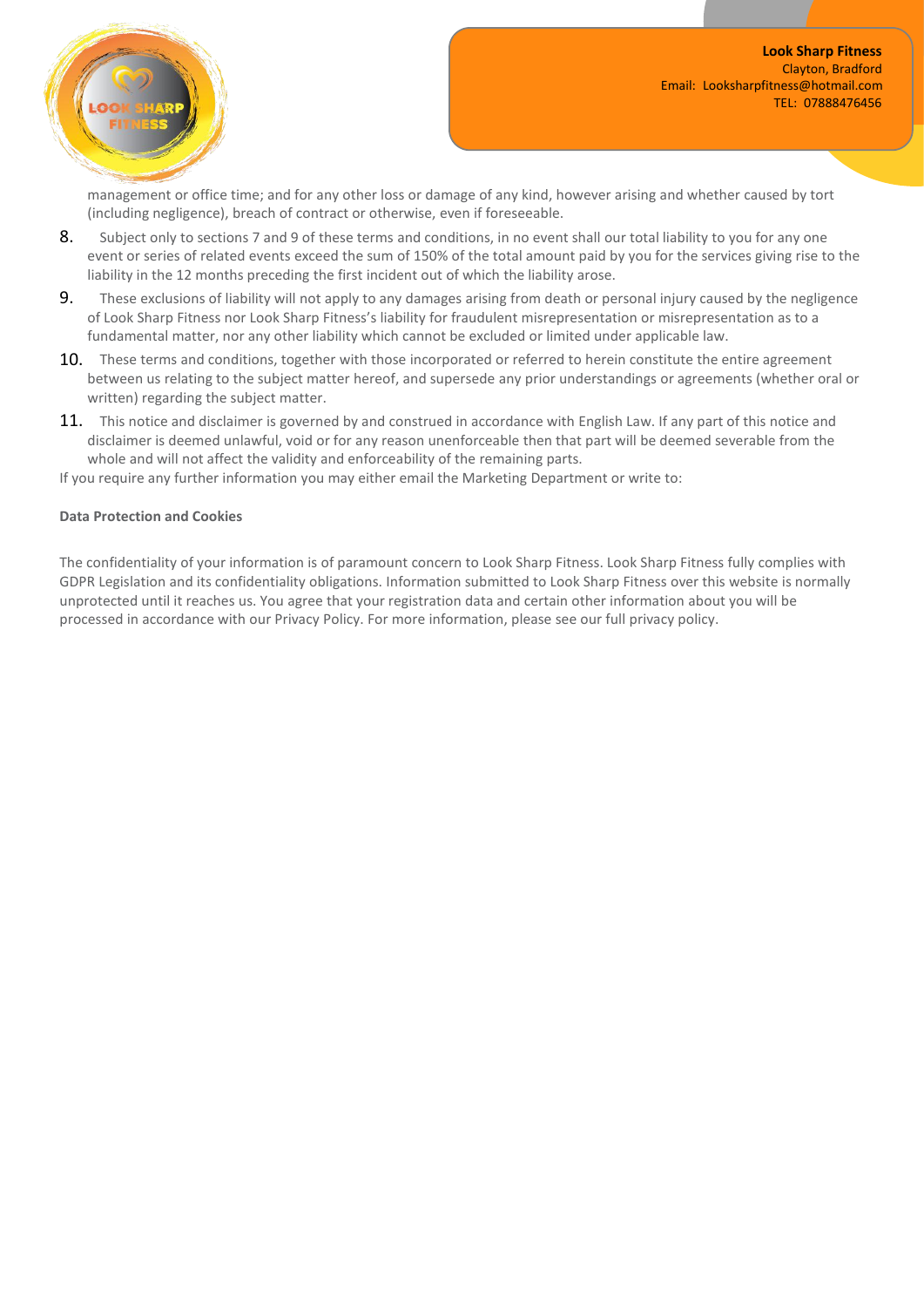management or office time; and for any other loss or damage of any kind, however arising and whether caused by tort (including negligence), breach of contract or otherwise, even if foreseeable.

8. Subject only to sections 7 and 9 of these terms and conditions, in no event shall our total liability to you for any one event or series of related events exceed the sum of 150% of the total amount paid by you for the services giving rise to the liability in the 12 months preceding the first incident out of which the liability arose.
9. These exclusions of liability will not apply to any damages arising from death or personal injury caused by the negligence of Look Sharp Fitness nor Look Sharp Fitness's liability for fraudulent misrepresentation or misrepresentation as to a fundamental matter, nor any other liability which cannot be excluded or limited under applicable law.
10. These terms and conditions, together with those incorporated or referred to herein constitute the entire agreement between us relating to the subject matter hereof, and supersede any prior understandings or agreements (whether oral or written) regarding the subject matter.
11. This notice and disclaimer is governed by and construed in accordance with English Law. If any part of this notice and disclaimer is deemed unlawful, void or for any reason unenforceable then that part will be deemed severable from the whole and will not affect the validity and enforceability of the remaining parts.

If you require any further information you may either email the Marketing Department or write to:

**Data Protection and Cookies**

The confidentiality of your information is of paramount concern to Look Sharp Fitness. Look Sharp Fitness fully complies with GDPR Legislation and its confidentiality obligations. Information submitted to Look Sharp Fitness over this website is normally unprotected until it reaches us. You agree that your registration data and certain other information about you will be processed in accordance with our Privacy Policy. For more information, please see our full privacy policy.